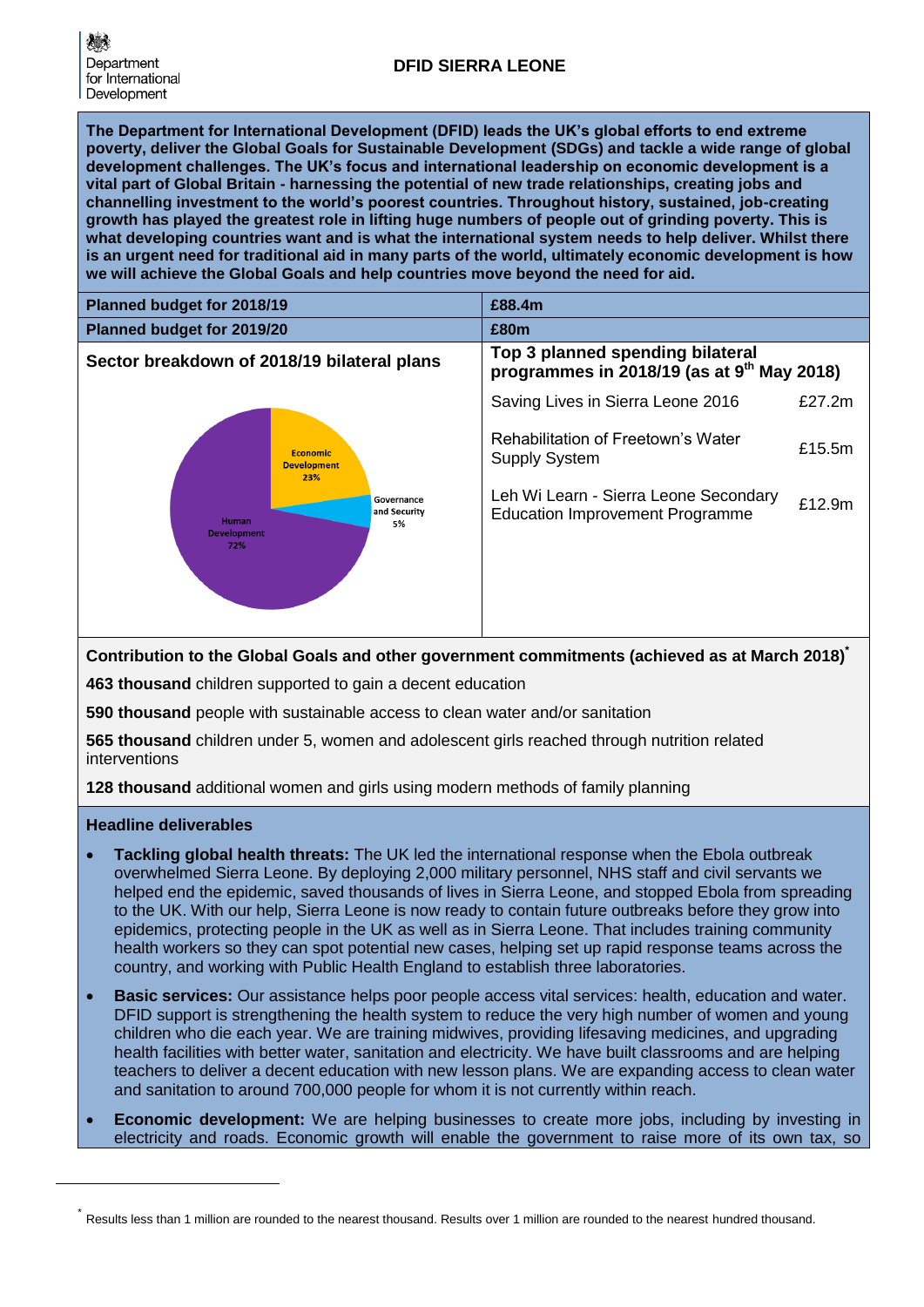Department for International Development

# DFID SIERRA LEONE

**The Department for International Development (DFID) leads the UK's global efforts to end extreme poverty, deliver the Global Goals for Sustainable Development (SDGs) and tackle a wide range of global development challenges. The UK's focus and international leadership on economic development is a vital part of Global Britain - harnessing the potential of new trade relationships, creating jobs and channelling investment to the world's poorest countries. Throughout history, sustained, job-creating growth has played the greatest role in lifting huge numbers of people out of grinding poverty. This is what developing countries want and is what the international system needs to help deliver. Whilst there is an urgent need for traditional aid in many parts of the world, ultimately economic development is how we will achieve the Global Goals and help countries move beyond the need for aid.**

| **Planned budget for 2018/19** | **£88.4m** |
|---|---|
| **Planned budget for 2019/20** | **£80m** |

**Sector breakdown of 2018/19 bilateral plans**

- Economic Development 23%
- Governance and Security 5%
- Human Development 72%

**Top 3 planned spending bilateral programmes in 2018/19 (as at 9th May 2018)**

| Programme | Amount |
|---|---|
| Saving Lives in Sierra Leone 2016 | £27.2m |
| Rehabilitation of Freetown's Water Supply System | £15.5m |
| Leh Wi Learn - Sierra Leone Secondary Education Improvement Programme | £12.9m |

**Contribution to the Global Goals and other government commitments (achieved as at March 2018)***

**463 thousand** children supported to gain a decent education

**590 thousand** people with sustainable access to clean water and/or sanitation

**565 thousand** children under 5, women and adolescent girls reached through nutrition related interventions

**128 thousand** additional women and girls using modern methods of family planning

**Headline deliverables**

- **Tackling global health threats:** The UK led the international response when the Ebola outbreak overwhelmed Sierra Leone. By deploying 2,000 military personnel, NHS staff and civil servants we helped end the epidemic, saved thousands of lives in Sierra Leone, and stopped Ebola from spreading to the UK. With our help, Sierra Leone is now ready to contain future outbreaks before they grow into epidemics, protecting people in the UK as well as in Sierra Leone. That includes training community health workers so they can spot potential new cases, helping set up rapid response teams across the country, and working with Public Health England to establish three laboratories.
- **Basic services:** Our assistance helps poor people access vital services: health, education and water. DFID support is strengthening the health system to reduce the very high number of women and young children who die each year. We are training midwives, providing lifesaving medicines, and upgrading health facilities with better water, sanitation and electricity. We have built classrooms and are helping teachers to deliver a decent education with new lesson plans. We are expanding access to clean water and sanitation to around 700,000 people for whom it is not currently within reach.
- **Economic development:** We are helping businesses to create more jobs, including by investing in electricity and roads. Economic growth will enable the government to raise more of its own tax, so

* Results less than 1 million are rounded to the nearest thousand. Results over 1 million are rounded to the nearest hundred thousand.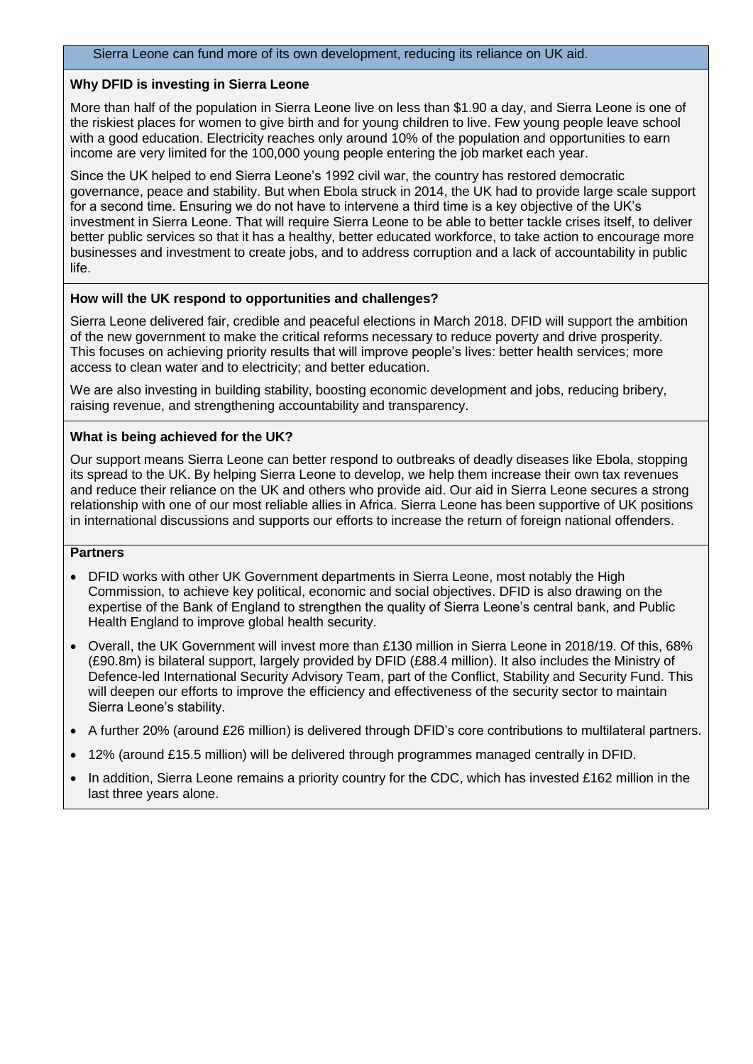Sierra Leone can fund more of its own development, reducing its reliance on UK aid.

**Why DFID is investing in Sierra Leone**

More than half of the population in Sierra Leone live on less than $1.90 a day, and Sierra Leone is one of the riskiest places for women to give birth and for young children to live. Few young people leave school with a good education. Electricity reaches only around 10% of the population and opportunities to earn income are very limited for the 100,000 young people entering the job market each year.

Since the UK helped to end Sierra Leone's 1992 civil war, the country has restored democratic governance, peace and stability. But when Ebola struck in 2014, the UK had to provide large scale support for a second time. Ensuring we do not have to intervene a third time is a key objective of the UK's investment in Sierra Leone. That will require Sierra Leone to be able to better tackle crises itself, to deliver better public services so that it has a healthy, better educated workforce, to take action to encourage more businesses and investment to create jobs, and to address corruption and a lack of accountability in public life.

**How will the UK respond to opportunities and challenges?**

Sierra Leone delivered fair, credible and peaceful elections in March 2018. DFID will support the ambition of the new government to make the critical reforms necessary to reduce poverty and drive prosperity. This focuses on achieving priority results that will improve people's lives: better health services; more access to clean water and to electricity; and better education.

We are also investing in building stability, boosting economic development and jobs, reducing bribery, raising revenue, and strengthening accountability and transparency.

**What is being achieved for the UK?**

Our support means Sierra Leone can better respond to outbreaks of deadly diseases like Ebola, stopping its spread to the UK. By helping Sierra Leone to develop, we help them increase their own tax revenues and reduce their reliance on the UK and others who provide aid. Our aid in Sierra Leone secures a strong relationship with one of our most reliable allies in Africa. Sierra Leone has been supportive of UK positions in international discussions and supports our efforts to increase the return of foreign national offenders.

**Partners**

- DFID works with other UK Government departments in Sierra Leone, most notably the High Commission, to achieve key political, economic and social objectives. DFID is also drawing on the expertise of the Bank of England to strengthen the quality of Sierra Leone's central bank, and Public Health England to improve global health security.
- Overall, the UK Government will invest more than £130 million in Sierra Leone in 2018/19. Of this, 68% (£90.8m) is bilateral support, largely provided by DFID (£88.4 million). It also includes the Ministry of Defence-led International Security Advisory Team, part of the Conflict, Stability and Security Fund. This will deepen our efforts to improve the efficiency and effectiveness of the security sector to maintain Sierra Leone's stability.
- A further 20% (around £26 million) is delivered through DFID's core contributions to multilateral partners.
- 12% (around £15.5 million) will be delivered through programmes managed centrally in DFID.
- In addition, Sierra Leone remains a priority country for the CDC, which has invested £162 million in the last three years alone.